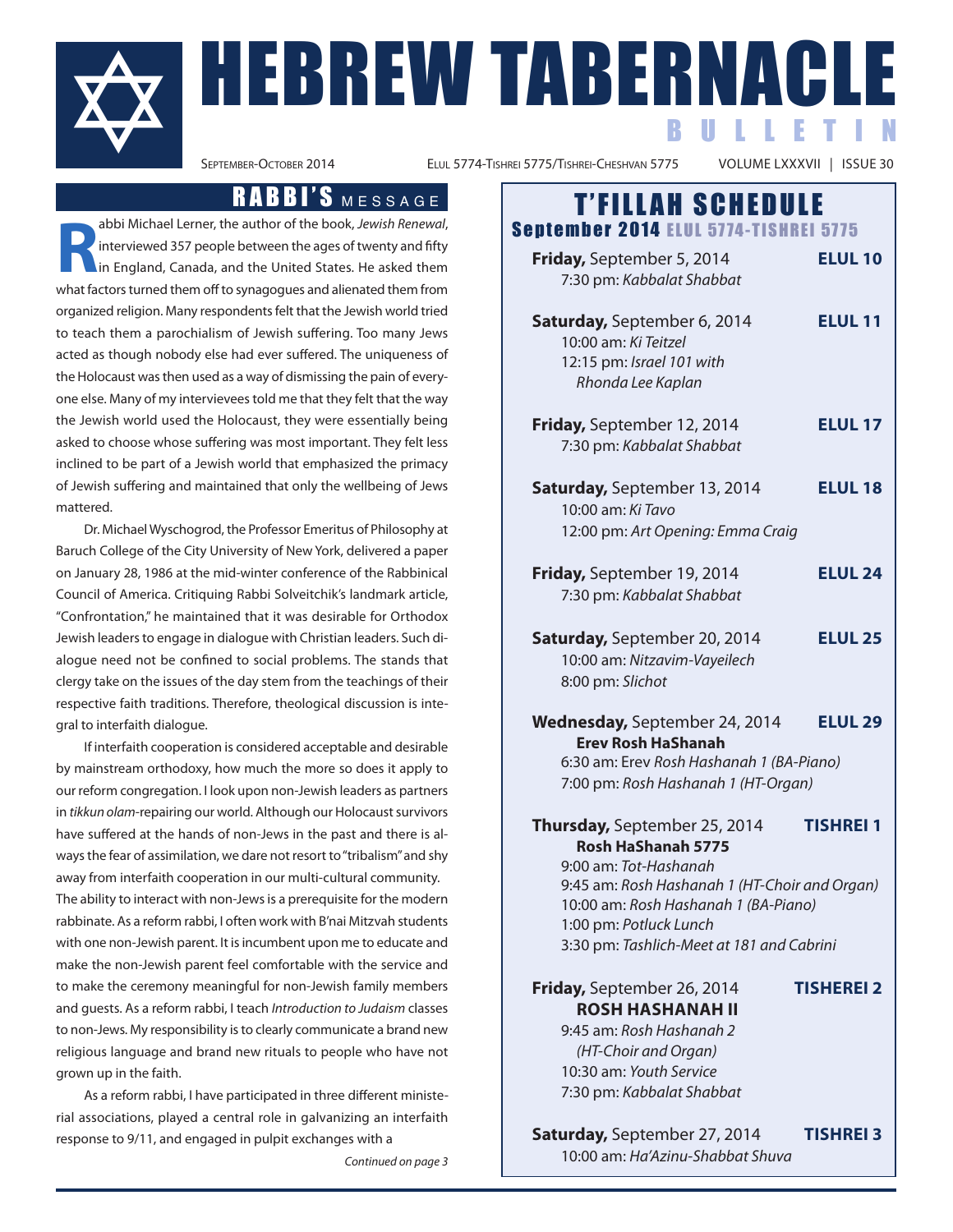# HEBREW TABERNACLE BULLETIN

SEPTEMBER-OCTOBER 2014 | ELUL 5774-TISHREI 5775/TISHREI-CHESHVAN 5775 | VOLUME LXXXVII | ISSUE 30

## RABBI'S MESSAGE

Rabbi Michael Lerner, the author of the book, *Jewish Renewal*, interviewed 357 people between the ages of twenty and fifty in England, Canada, and the United States. He asked them what factors turned them off to synagogues and alienated them from organized religion. Many respondents felt that the Jewish world tried to teach them a parochialism of Jewish suffering. Too many Jews acted as though nobody else had ever suffered. The uniqueness of the Holocaust was then used as a way of dismissing the pain of everyone else. Many of my interviewees told me that they felt that the way the Jewish world used the Holocaust, they were essentially being asked to choose whose suffering was most important. They felt less inclined to be part of a Jewish world that emphasized the primacy of Jewish suffering and maintained that only the wellbeing of Jews mattered.

Dr. Michael Wyschogrod, the Professor Emeritus of Philosophy at Baruch College of the City University of New York, delivered a paper on January 28, 1986 at the mid-winter conference of the Rabbinical Council of America. Critiquing Rabbi Solveitchik's landmark article, "Confrontation," he maintained that it was desirable for Orthodox Jewish leaders to engage in dialogue with Christian leaders. Such dialogue need not be confined to social problems. The stands that clergy take on the issues of the day stem from the teachings of their respective faith traditions. Therefore, theological discussion is integral to interfaith dialogue.

If interfaith cooperation is considered acceptable and desirable by mainstream orthodoxy, how much the more so does it apply to our reform congregation. I look upon non-Jewish leaders as partners in *tikkun olam*-repairing our world. Although our Holocaust survivors have suffered at the hands of non-Jews in the past and there is always the fear of assimilation, we dare not resort to "tribalism" and shy away from interfaith cooperation in our multi-cultural community. The ability to interact with non-Jews is a prerequisite for the modern rabbinate. As a reform rabbi, I often work with B'nai Mitzvah students with one non-Jewish parent. It is incumbent upon me to educate and make the non-Jewish parent feel comfortable with the service and to make the ceremony meaningful for non-Jewish family members and guests. As a reform rabbi, I teach *Introduction to Judaism* classes to non-Jews. My responsibility is to clearly communicate a brand new religious language and brand new rituals to people who have not grown up in the faith.

As a reform rabbi, I have participated in three different ministerial associations, played a central role in galvanizing an interfaith response to 9/11, and engaged in pulpit exchanges with a

*Continued on page 3*

## T'FILLAH SCHEDULE

### September 2014 ELUL 5774-TISHREI 5775

**Friday,** September 5, 2014 — **ELUL 10**
7:30 pm: *Kabbalat Shabbat*

**Saturday,** September 6, 2014 — **ELUL 11**
10:00 am: *Ki Teitzel*
12:15 pm: *Israel 101 with Rhonda Lee Kaplan*

**Friday,** September 12, 2014 — **ELUL 17**
7:30 pm: *Kabbalat Shabbat*

**Saturday,** September 13, 2014 — **ELUL 18**
10:00 am: *Ki Tavo*
12:00 pm: *Art Opening: Emma Craig*

**Friday,** September 19, 2014 — **ELUL 24**
7:30 pm: *Kabbalat Shabbat*

**Saturday,** September 20, 2014 — **ELUL 25**
10:00 am: *Nitzavim-Vayeilech*
8:00 pm: *Slichot*

**Wednesday,** September 24, 2014 — **ELUL 29**
**Erev Rosh HaShanah**
6:30 am: Erev *Rosh Hashanah 1 (BA-Piano)*
7:00 pm: *Rosh Hashanah 1 (HT-Organ)*

**Thursday,** September 25, 2014 — **TISHREI 1**
**Rosh HaShanah 5775**
9:00 am: *Tot-Hashanah*
9:45 am: *Rosh Hashanah 1 (HT-Choir and Organ)*
10:00 am: *Rosh Hashanah 1 (BA-Piano)*
1:00 pm: *Potluck Lunch*
3:30 pm: *Tashlich-Meet at 181 and Cabrini*

**Friday,** September 26, 2014 — **TISHEREI 2**
**ROSH HASHANAH II**
9:45 am: *Rosh Hashanah 2 (HT-Choir and Organ)*
10:30 am: *Youth Service*
7:30 pm: *Kabbalat Shabbat*

**Saturday,** September 27, 2014 — **TISHREI 3**
10:00 am: *Ha'Azinu-Shabbat Shuva*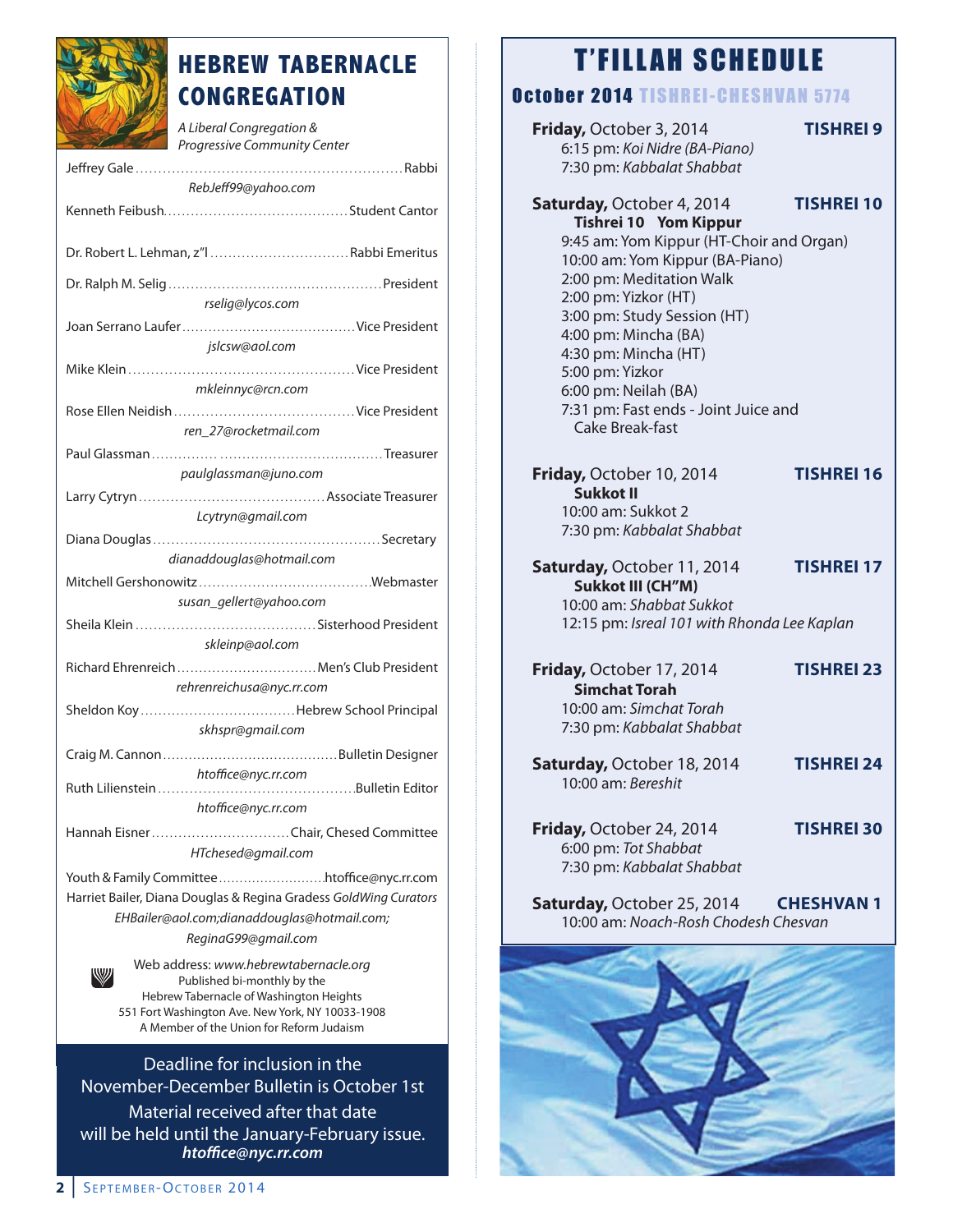# HEBREW TABERNACLE CONGREGATION

*A Liberal Congregation & Progressive Community Center*

Jeffrey Gale .......... Rabbi
*RebJeff99@yahoo.com*

Kenneth Feibush .......... Student Cantor

Dr. Robert L. Lehman, z"l .......... Rabbi Emeritus

Dr. Ralph M. Selig .......... President
*rselig@lycos.com*

Joan Serrano Laufer .......... Vice President
*jslcsw@aol.com*

Mike Klein .......... Vice President
*mkleinnyc@rcn.com*

Rose Ellen Neidish .......... Vice President
*ren_27@rocketmail.com*

Paul Glassman .......... Treasurer
*paulglassman@juno.com*

Larry Cytryn .......... Associate Treasurer
*Lcytryn@gmail.com*

Diana Douglas .......... Secretary
*dianaddouglas@hotmail.com*

Mitchell Gershonowitz .......... Webmaster
*susan_gellert@yahoo.com*

Sheila Klein .......... Sisterhood President
*skleinp@aol.com*

Richard Ehrenreich .......... Men's Club President
*rehrenreichusa@nyc.rr.com*

Sheldon Koy .......... Hebrew School Principal
*skhspr@gmail.com*

Craig M. Cannon .......... Bulletin Designer
*htoffice@nyc.rr.com*

Ruth Lilienstein .......... Bulletin Editor
*htoffice@nyc.rr.com*

Hannah Eisner .......... Chair, Chesed Committee
*HTchesed@gmail.com*

Youth & Family Committee .......... htoffice@nyc.rr.com

Harriet Bailer, Diana Douglas & Regina Gradess *GoldWing Curators*
*EHBailer@aol.com;dianaddouglas@hotmail.com; ReginaG99@gmail.com*

Web address: *www.hebrewtabernacle.org*
Published bi-monthly by the
Hebrew Tabernacle of Washington Heights
551 Fort Washington Ave. New York, NY 10033-1908
A Member of the Union for Reform Judaism

Deadline for inclusion in the November-December Bulletin is October 1st
Material received after that date will be held until the January-February issue.
***htoffice@nyc.rr.com***

# T'FILLAH SCHEDULE

## October 2014 TISHREI-CHESHVAN 5774

**Friday,** October 3, 2014 — **TISHREI 9**
6:15 pm: *Koi Nidre (BA-Piano)*
7:30 pm: *Kabbalat Shabbat*

**Saturday,** October 4, 2014 — **TISHREI 10**
**Tishrei 10 Yom Kippur**
9:45 am: Yom Kippur (HT-Choir and Organ)
10:00 am: Yom Kippur (BA-Piano)
2:00 pm: Meditation Walk
2:00 pm: Yizkor (HT)
3:00 pm: Study Session (HT)
4:00 pm: Mincha (BA)
4:30 pm: Mincha (HT)
5:00 pm: Yizkor
6:00 pm: Neilah (BA)
7:31 pm: Fast ends - Joint Juice and Cake Break-fast

**Friday,** October 10, 2014 — **TISHREI 16**
**Sukkot II**
10:00 am: Sukkot 2
7:30 pm: *Kabbalat Shabbat*

**Saturday,** October 11, 2014 — **TISHREI 17**
**Sukkot III (CH"M)**
10:00 am: *Shabbat Sukkot*
12:15 pm: *Isreal 101 with Rhonda Lee Kaplan*

**Friday,** October 17, 2014 — **TISHREI 23**
**Simchat Torah**
10:00 am: *Simchat Torah*
7:30 pm: *Kabbalat Shabbat*

**Saturday,** October 18, 2014 — **TISHREI 24**
10:00 am: *Bereshit*

**Friday,** October 24, 2014 — **TISHREI 30**
6:00 pm: *Tot Shabbat*
7:30 pm: *Kabbalat Shabbat*

**Saturday,** October 25, 2014 — **CHESHVAN 1**
10:00 am: *Noach-Rosh Chodesh Chesvan*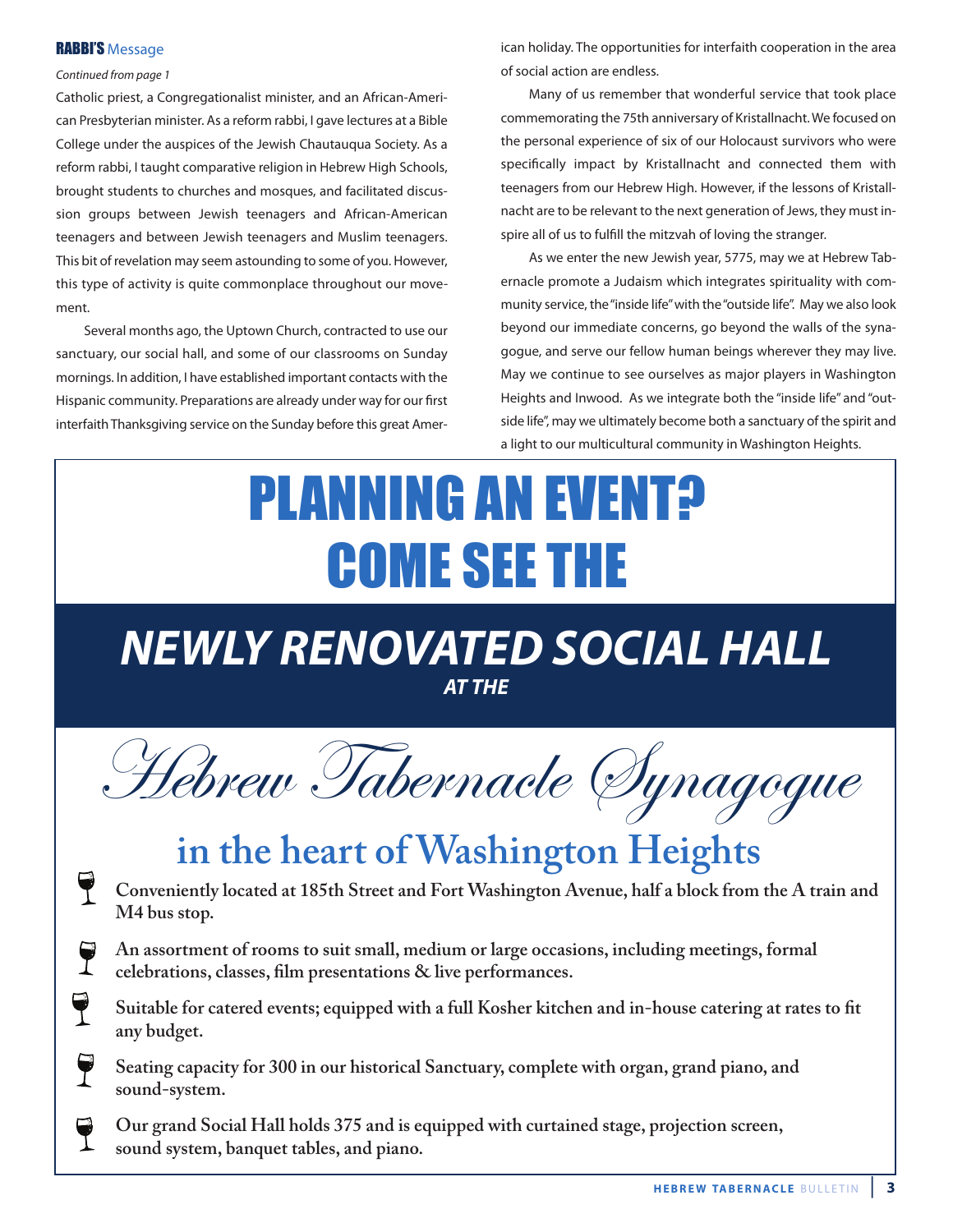## RABBI'S Message

*Continued from page 1*

Catholic priest, a Congregationalist minister, and an African-American Presbyterian minister. As a reform rabbi, I gave lectures at a Bible College under the auspices of the Jewish Chautauqua Society. As a reform rabbi, I taught comparative religion in Hebrew High Schools, brought students to churches and mosques, and facilitated discussion groups between Jewish teenagers and African-American teenagers and between Jewish teenagers and Muslim teenagers. This bit of revelation may seem astounding to some of you. However, this type of activity is quite commonplace throughout our movement.

Several months ago, the Uptown Church, contracted to use our sanctuary, our social hall, and some of our classrooms on Sunday mornings. In addition, I have established important contacts with the Hispanic community. Preparations are already under way for our first interfaith Thanksgiving service on the Sunday before this great American holiday. The opportunities for interfaith cooperation in the area of social action are endless.

Many of us remember that wonderful service that took place commemorating the 75th anniversary of Kristallnacht. We focused on the personal experience of six of our Holocaust survivors who were specifically impact by Kristallnacht and connected them with teenagers from our Hebrew High. However, if the lessons of Kristallnacht are to be relevant to the next generation of Jews, they must inspire all of us to fulfill the mitzvah of loving the stranger.

As we enter the new Jewish year, 5775, may we at Hebrew Tabernacle promote a Judaism which integrates spirituality with community service, the "inside life" with the "outside life". May we also look beyond our immediate concerns, go beyond the walls of the synagogue, and serve our fellow human beings wherever they may live. May we continue to see ourselves as major players in Washington Heights and Inwood. As we integrate both the "inside life" and "outside life", may we ultimately become both a sanctuary of the spirit and a light to our multicultural community in Washington Heights.

# PLANNING AN EVENT? COME SEE THE

## *NEWLY RENOVATED SOCIAL HALL*

***AT THE***

## *Hebrew Tabernacle Synagogue*

## in the heart of Washington Heights

- **Conveniently located at 185th Street and Fort Washington Avenue, half a block from the A train and M4 bus stop.**
- **An assortment of rooms to suit small, medium or large occasions, including meetings, formal celebrations, classes, film presentations & live performances.**
- **Suitable for catered events; equipped with a full Kosher kitchen and in-house catering at rates to fit any budget.**
- **Seating capacity for 300 in our historical Sanctuary, complete with organ, grand piano, and sound-system.**
- **Our grand Social Hall holds 375 and is equipped with curtained stage, projection screen, sound system, banquet tables, and piano.**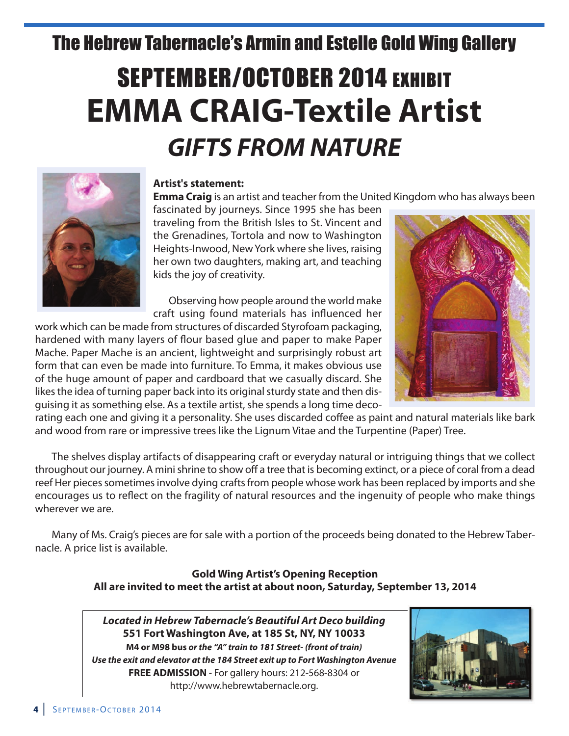# The Hebrew Tabernacle's Armin and Estelle Gold Wing Gallery

## SEPTEMBER/OCTOBER 2014 EXHIBIT

# EMMA CRAIG-Textile Artist

## *GIFTS FROM NATURE*

**Artist's statement:**

**Emma Craig** is an artist and teacher from the United Kingdom who has always been fascinated by journeys. Since 1995 she has been traveling from the British Isles to St. Vincent and the Grenadines, Tortola and now to Washington Heights-Inwood, New York where she lives, raising her own two daughters, making art, and teaching kids the joy of creativity.

Observing how people around the world make craft using found materials has influenced her work which can be made from structures of discarded Styrofoam packaging, hardened with many layers of flour based glue and paper to make Paper Mache. Paper Mache is an ancient, lightweight and surprisingly robust art form that can even be made into furniture. To Emma, it makes obvious use of the huge amount of paper and cardboard that we casually discard. She likes the idea of turning paper back into its original sturdy state and then disguising it as something else. As a textile artist, she spends a long time decorating each one and giving it a personality. She uses discarded coffee as paint and natural materials like bark and wood from rare or impressive trees like the Lignum Vitae and the Turpentine (Paper) Tree.

The shelves display artifacts of disappearing craft or everyday natural or intriguing things that we collect throughout our journey. A mini shrine to show off a tree that is becoming extinct, or a piece of coral from a dead reef Her pieces sometimes involve dying crafts from people whose work has been replaced by imports and she encourages us to reflect on the fragility of natural resources and the ingenuity of people who make things wherever we are.

Many of Ms. Craig's pieces are for sale with a portion of the proceeds being donated to the Hebrew Tabernacle. A price list is available.

**Gold Wing Artist's Opening Reception**
**All are invited to meet the artist at about noon, Saturday, September 13, 2014**

***Located in Hebrew Tabernacle's Beautiful Art Deco building***
**551 Fort Washington Ave, at 185 St, NY, NY 10033**
**M4 or M98 bus** ***or the "A" train to 181 Street- (front of train)***
***Use the exit and elevator at the 184 Street exit up to Fort Washington Avenue***
**FREE ADMISSION** - For gallery hours: 212-568-8304 or http://www.hebrewtabernacle.org.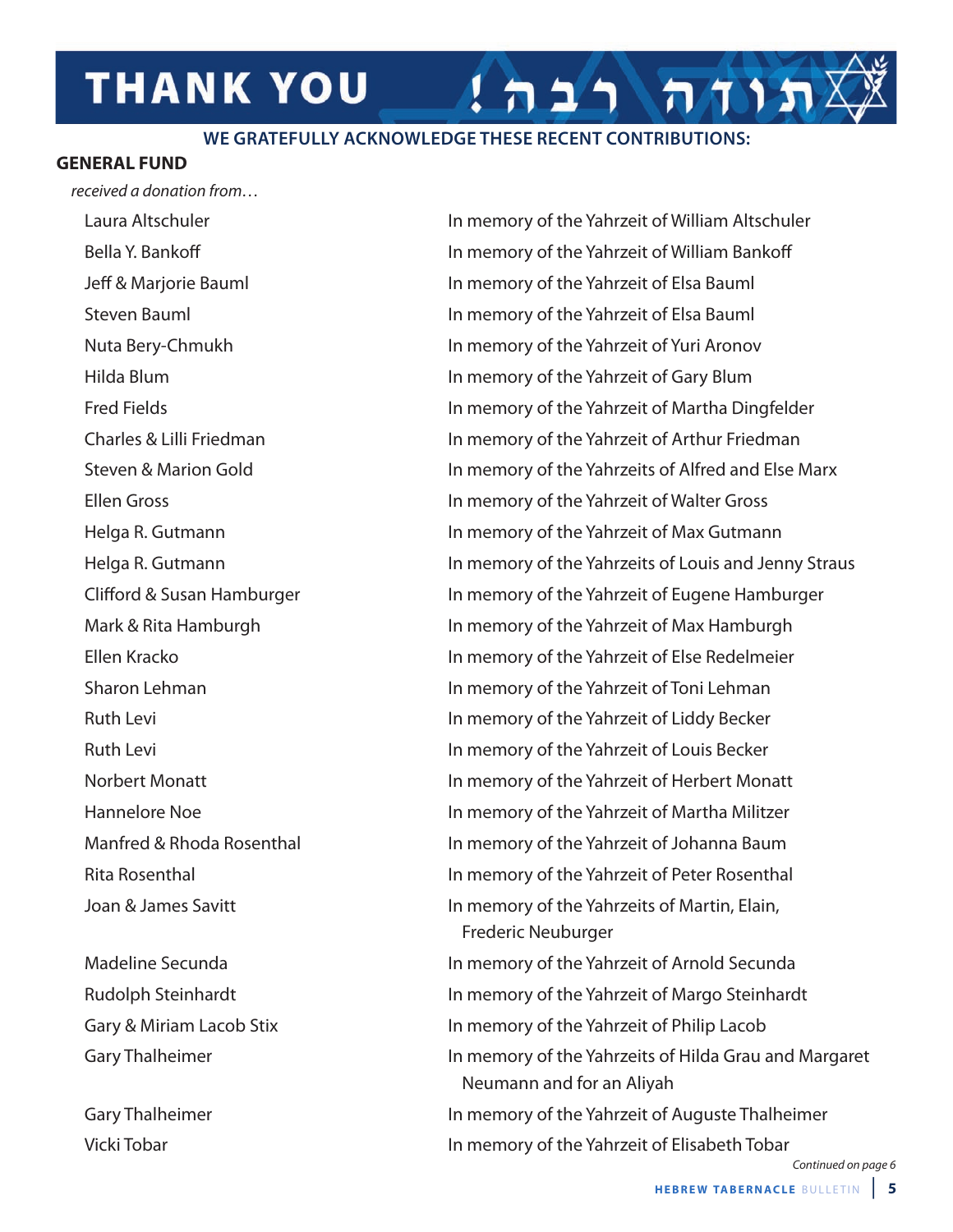# THANK YOU !תודה רבה

**WE GRATEFULLY ACKNOWLEDGE THESE RECENT CONTRIBUTIONS:**

## GENERAL FUND

*received a donation from…*

| Donor | Dedication |
|---|---|
| Laura Altschuler | In memory of the Yahrzeit of William Altschuler |
| Bella Y. Bankoff | In memory of the Yahrzeit of William Bankoff |
| Jeff & Marjorie Bauml | In memory of the Yahrzeit of Elsa Bauml |
| Steven Bauml | In memory of the Yahrzeit of Elsa Bauml |
| Nuta Bery-Chmukh | In memory of the Yahrzeit of Yuri Aronov |
| Hilda Blum | In memory of the Yahrzeit of Gary Blum |
| Fred Fields | In memory of the Yahrzeit of Martha Dingfelder |
| Charles & Lilli Friedman | In memory of the Yahrzeit of Arthur Friedman |
| Steven & Marion Gold | In memory of the Yahrzeits of Alfred and Else Marx |
| Ellen Gross | In memory of the Yahrzeit of Walter Gross |
| Helga R. Gutmann | In memory of the Yahrzeit of Max Gutmann |
| Helga R. Gutmann | In memory of the Yahrzeits of Louis and Jenny Straus |
| Clifford & Susan Hamburger | In memory of the Yahrzeit of Eugene Hamburger |
| Mark & Rita Hamburgh | In memory of the Yahrzeit of Max Hamburgh |
| Ellen Kracko | In memory of the Yahrzeit of Else Redelmeier |
| Sharon Lehman | In memory of the Yahrzeit of Toni Lehman |
| Ruth Levi | In memory of the Yahrzeit of Liddy Becker |
| Ruth Levi | In memory of the Yahrzeit of Louis Becker |
| Norbert Monatt | In memory of the Yahrzeit of Herbert Monatt |
| Hannelore Noe | In memory of the Yahrzeit of Martha Militzer |
| Manfred & Rhoda Rosenthal | In memory of the Yahrzeit of Johanna Baum |
| Rita Rosenthal | In memory of the Yahrzeit of Peter Rosenthal |
| Joan & James Savitt | In memory of the Yahrzeits of Martin, Elain, Frederic Neuburger |
| Madeline Secunda | In memory of the Yahrzeit of Arnold Secunda |
| Rudolph Steinhardt | In memory of the Yahrzeit of Margo Steinhardt |
| Gary & Miriam Lacob Stix | In memory of the Yahrzeit of Philip Lacob |
| Gary Thalheimer | In memory of the Yahrzeits of Hilda Grau and Margaret Neumann and for an Aliyah |
| Gary Thalheimer | In memory of the Yahrzeit of Auguste Thalheimer |
| Vicki Tobar | In memory of the Yahrzeit of Elisabeth Tobar |

*Continued on page 6*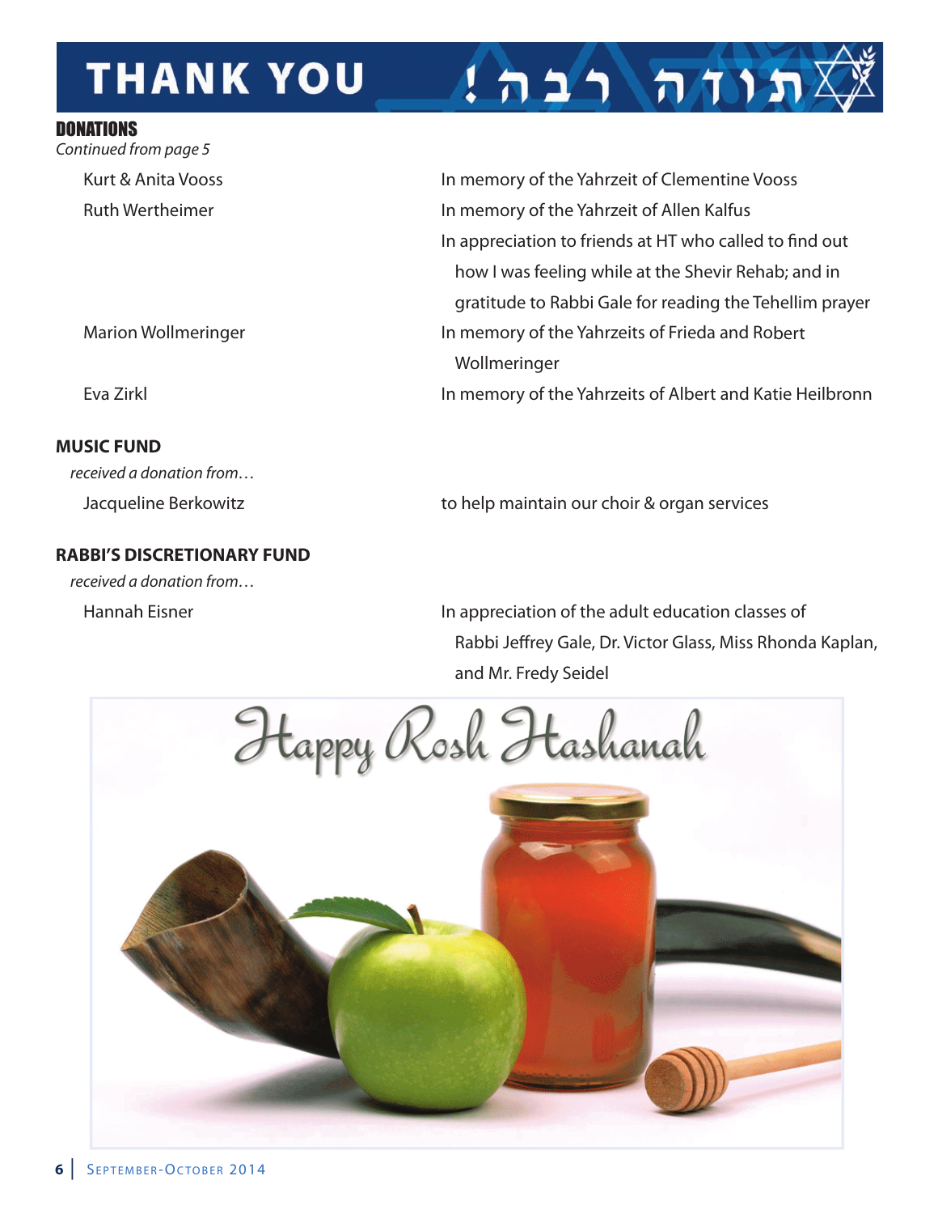# THANK YOU ! תודה רבה

## DONATIONS

*Continued from page 5*

| | |
|---|---|
| Kurt & Anita Vooss | In memory of the Yahrzeit of Clementine Vooss |
| Ruth Wertheimer | In memory of the Yahrzeit of Allen Kalfus |
| | In appreciation to friends at HT who called to find out how I was feeling while at the Shevir Rehab; and in gratitude to Rabbi Gale for reading the Tehellim prayer |
| Marion Wollmeringer | In memory of the Yahrzeits of Frieda and Robert Wollmeringer |
| Eva Zirkl | In memory of the Yahrzeits of Albert and Katie Heilbronn |

## MUSIC FUND

*received a donation from…*

| | |
|---|---|
| Jacqueline Berkowitz | to help maintain our choir & organ services |

## RABBI'S DISCRETIONARY FUND

*received a donation from…*

| | |
|---|---|
| Hannah Eisner | In appreciation of the adult education classes of Rabbi Jeffrey Gale, Dr. Victor Glass, Miss Rhonda Kaplan, and Mr. Fredy Seidel |

Happy Rosh Hashanah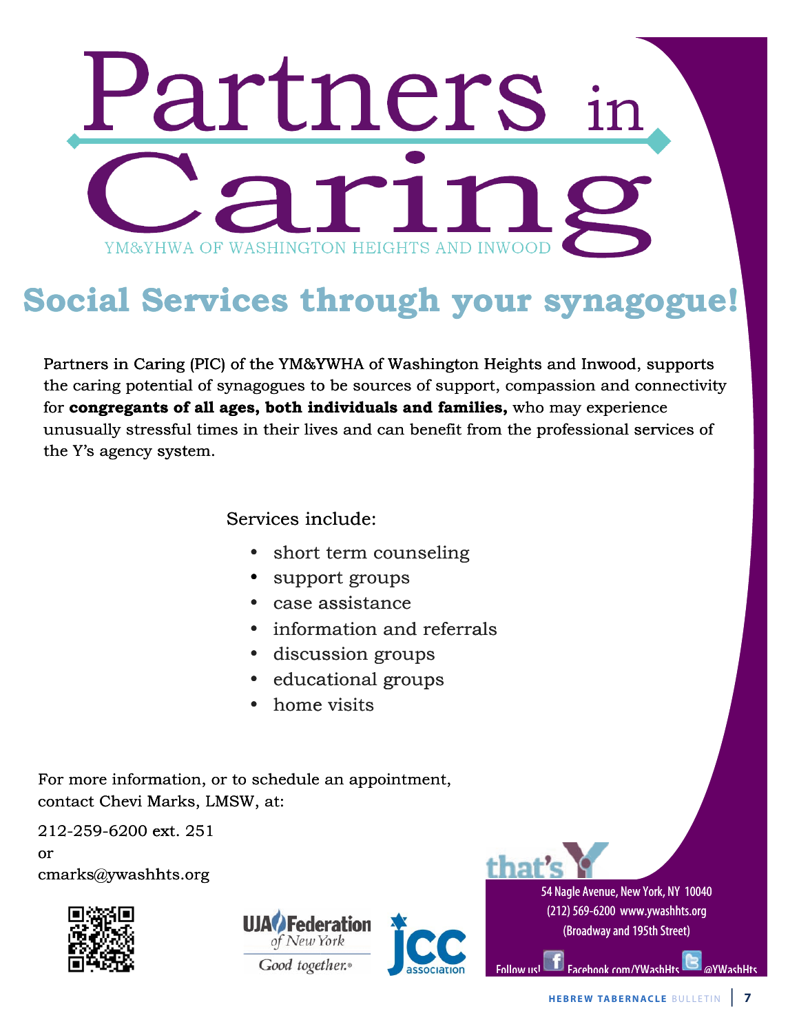# Partners in Caring

YM&YHWA OF WASHINGTON HEIGHTS AND INWOOD

## Social Services through your synagogue!

Partners in Caring (PIC) of the YM&YWHA of Washington Heights and Inwood, supports the caring potential of synagogues to be sources of support, compassion and connectivity for **congregants of all ages, both individuals and families,** who may experience unusually stressful times in their lives and can benefit from the professional services of the Y's agency system.

Services include:

- short term counseling
- support groups
- case assistance
- information and referrals
- discussion groups
- educational groups
- home visits

For more information, or to schedule an appointment, contact Chevi Marks, LMSW, at:

212-259-6200 ext. 251
or
cmarks@ywashhts.org

UJA Federation of New York — Good together.

jcc association

that's Y

54 Nagle Avenue, New York, NY 10040
(212) 569-6200 www.ywashhts.org
(Broadway and 195th Street)

Follow us! Facebook.com/YWashHts @YWashHts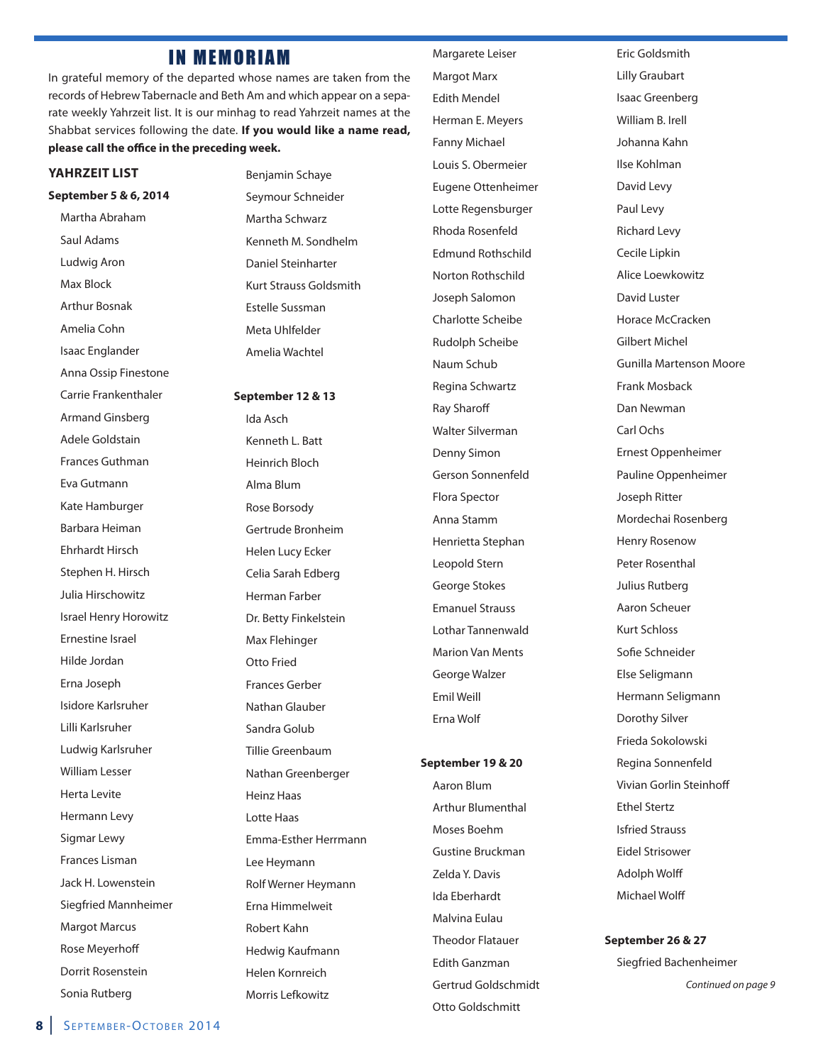# IN MEMORIAM

In grateful memory of the departed whose names are taken from the records of Hebrew Tabernacle and Beth Am and which appear on a separate weekly Yahrzeit list. It is our minhag to read Yahrzeit names at the Shabbat services following the date. **If you would like a name read, please call the office in the preceding week.**

## YAHRZEIT LIST

**September 5 & 6, 2014**

Martha Abraham
Saul Adams
Ludwig Aron
Max Block
Arthur Bosnak
Amelia Cohn
Isaac Englander
Anna Ossip Finestone
Carrie Frankenthaler
Armand Ginsberg
Adele Goldstain
Frances Guthman
Eva Gutmann
Kate Hamburger
Barbara Heiman
Ehrhardt Hirsch
Stephen H. Hirsch
Julia Hirschowitz
Israel Henry Horowitz
Ernestine Israel
Hilde Jordan
Erna Joseph
Isidore Karlsruher
Lilli Karlsruher
Ludwig Karlsruher
William Lesser
Herta Levite
Hermann Levy
Sigmar Lewy
Frances Lisman
Jack H. Lowenstein
Siegfried Mannheimer
Margot Marcus
Rose Meyerhoff
Dorrit Rosenstein
Sonia Rutberg
Benjamin Schaye
Seymour Schneider
Martha Schwarz
Kenneth M. Sondhelm
Daniel Steinharter
Kurt Strauss Goldsmith
Estelle Sussman
Meta Uhlfelder
Amelia Wachtel

**September 12 & 13**

Ida Asch
Kenneth L. Batt
Heinrich Bloch
Alma Blum
Rose Borsody
Gertrude Bronheim
Helen Lucy Ecker
Celia Sarah Edberg
Herman Farber
Dr. Betty Finkelstein
Max Flehinger
Otto Fried
Frances Gerber
Nathan Glauber
Sandra Golub
Tillie Greenbaum
Nathan Greenberger
Heinz Haas
Lotte Haas
Emma-Esther Herrmann
Lee Heymann
Rolf Werner Heymann
Erna Himmelweit
Robert Kahn
Hedwig Kaufmann
Helen Kornreich
Morris Lefkowitz
Margarete Leiser
Margot Marx
Edith Mendel
Herman E. Meyers
Fanny Michael
Louis S. Obermeier
Eugene Ottenheimer
Lotte Regensburger
Rhoda Rosenfeld
Edmund Rothschild
Norton Rothschild
Joseph Salomon
Charlotte Scheibe
Rudolph Scheibe
Naum Schub
Regina Schwartz
Ray Sharoff
Walter Silverman
Denny Simon
Gerson Sonnenfeld
Flora Spector
Anna Stamm
Henrietta Stephan
Leopold Stern
George Stokes
Emanuel Strauss
Lothar Tannenwald
Marion Van Ments
George Walzer
Emil Weill
Erna Wolf

**September 19 & 20**

Aaron Blum
Arthur Blumenthal
Moses Boehm
Gustine Bruckman
Zelda Y. Davis
Ida Eberhardt
Malvina Eulau
Theodor Flatauer
Edith Ganzman
Gertrud Goldschmidt
Otto Goldschmitt
Eric Goldsmith
Lilly Graubart
Isaac Greenberg
William B. Irell
Johanna Kahn
Ilse Kohlman
David Levy
Paul Levy
Richard Levy
Cecile Lipkin
Alice Loewkowitz
David Luster
Horace McCracken
Gilbert Michel
Gunilla Martenson Moore
Frank Mosback
Dan Newman
Carl Ochs
Ernest Oppenheimer
Pauline Oppenheimer
Joseph Ritter
Mordechai Rosenberg
Henry Rosenow
Peter Rosenthal
Julius Rutberg
Aaron Scheuer
Kurt Schloss
Sofie Schneider
Else Seligmann
Hermann Seligmann
Dorothy Silver
Frieda Sokolowski
Regina Sonnenfeld
Vivian Gorlin Steinhoff
Ethel Stertz
Isfried Strauss
Eidel Strisower
Adolph Wolff
Michael Wolff

**September 26 & 27**

Siegfried Bachenheimer

*Continued on page 9*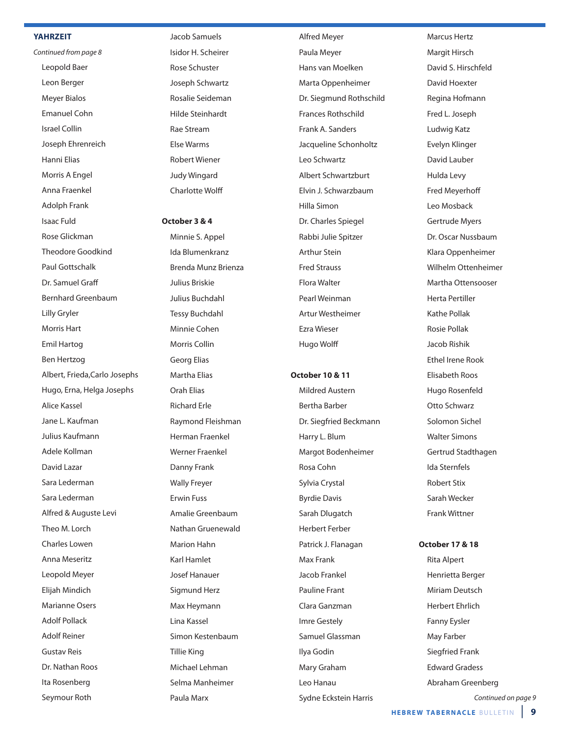## YAHRZEIT

*Continued from page 8*

Leopold Baer
Leon Berger
Meyer Bialos
Emanuel Cohn
Israel Collin
Joseph Ehrenreich
Hanni Elias
Morris A Engel
Anna Fraenkel
Adolph Frank
Isaac Fuld
Rose Glickman
Theodore Goodkind
Paul Gottschalk
Dr. Samuel Graff
Bernhard Greenbaum
Lilly Gryler
Morris Hart
Emil Hartog
Ben Hertzog
Albert, Frieda,Carlo Josephs
Hugo, Erna, Helga Josephs
Alice Kassel
Jane L. Kaufman
Julius Kaufmann
Adele Kollman
David Lazar
Sara Lederman
Sara Lederman
Alfred & Auguste Levi
Theo M. Lorch
Charles Lowen
Anna Meseritz
Leopold Meyer
Elijah Mindich
Marianne Osers
Adolf Pollack
Adolf Reiner
Gustav Reis
Dr. Nathan Roos
Ita Rosenberg
Seymour Roth
Jacob Samuels
Isidor H. Scheirer
Rose Schuster
Joseph Schwartz
Rosalie Seideman
Hilde Steinhardt
Rae Stream
Else Warms
Robert Wiener
Judy Wingard
Charlotte Wolff

**October 3 & 4**

Minnie S. Appel
Ida Blumenkranz
Brenda Munz Brienza
Julius Briskie
Julius Buchdahl
Tessy Buchdahl
Minnie Cohen
Morris Collin
Georg Elias
Martha Elias
Orah Elias
Richard Erle
Raymond Fleishman
Herman Fraenkel
Werner Fraenkel
Danny Frank
Wally Freyer
Erwin Fuss
Amalie Greenbaum
Nathan Gruenewald
Marion Hahn
Karl Hamlet
Josef Hanauer
Sigmund Herz
Max Heymann
Lina Kassel
Simon Kestenbaum
Tillie King
Michael Lehman
Selma Manheimer
Paula Marx
Alfred Meyer
Paula Meyer
Hans van Moelken
Marta Oppenheimer
Dr. Siegmund Rothschild
Frances Rothschild
Frank A. Sanders
Jacqueline Schonholtz
Leo Schwartz
Albert Schwartzburt
Elvin J. Schwarzbaum
Hilla Simon
Dr. Charles Spiegel
Rabbi Julie Spitzer
Arthur Stein
Fred Strauss
Flora Walter
Pearl Weinman
Artur Westheimer
Ezra Wieser
Hugo Wolff

**October 10 & 11**

Mildred Austern
Bertha Barber
Dr. Siegfried Beckmann
Harry L. Blum
Margot Bodenheimer
Rosa Cohn
Sylvia Crystal
Byrdie Davis
Sarah Dlugatch
Herbert Ferber
Patrick J. Flanagan
Max Frank
Jacob Frankel
Pauline Frant
Clara Ganzman
Imre Gestely
Samuel Glassman
Ilya Godin
Mary Graham
Leo Hanau
Sydne Eckstein Harris
Marcus Hertz
Margit Hirsch
David S. Hirschfeld
David Hoexter
Regina Hofmann
Fred L. Joseph
Ludwig Katz
Evelyn Klinger
David Lauber
Hulda Levy
Fred Meyerhoff
Leo Mosback
Gertrude Myers
Dr. Oscar Nussbaum
Klara Oppenheimer
Wilhelm Ottenheimer
Martha Ottensooser
Herta Pertiller
Kathe Pollak
Rosie Pollak
Jacob Rishik
Ethel Irene Rook
Elisabeth Roos
Hugo Rosenfeld
Otto Schwarz
Solomon Sichel
Walter Simons
Gertrud Stadthagen
Ida Sternfels
Robert Stix
Sarah Wecker
Frank Wittner

**October 17 & 18**

Rita Alpert
Henrietta Berger
Miriam Deutsch
Herbert Ehrlich
Fanny Eysler
May Farber
Siegfried Frank
Edward Gradess
Abraham Greenberg

*Continued on page 9*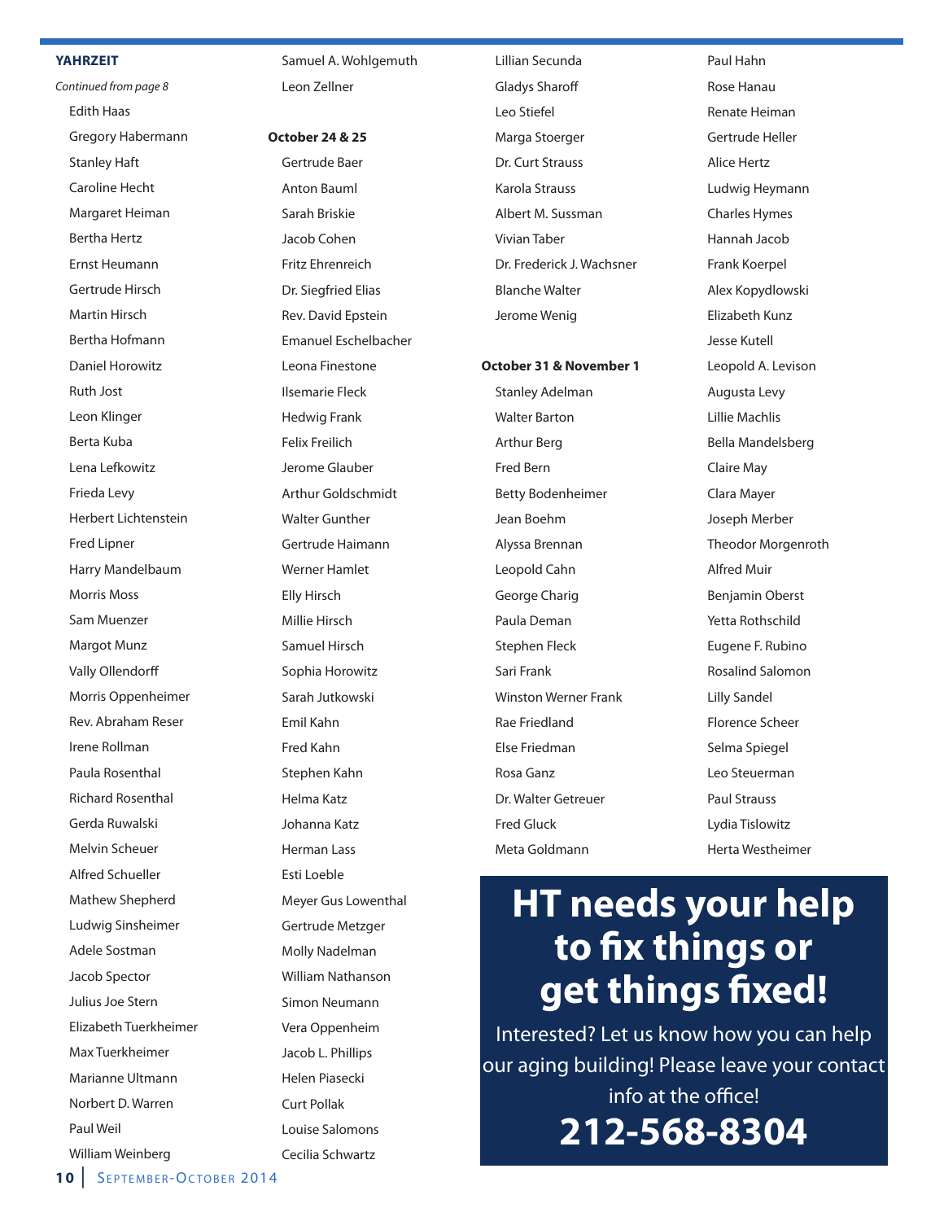## YAHRZEIT

*Continued from page 8*

Edith Haas
Gregory Habermann
Stanley Haft
Caroline Hecht
Margaret Heiman
Bertha Hertz
Ernst Heumann
Gertrude Hirsch
Martin Hirsch
Bertha Hofmann
Daniel Horowitz
Ruth Jost
Leon Klinger
Berta Kuba
Lena Lefkowitz
Frieda Levy
Herbert Lichtenstein
Fred Lipner
Harry Mandelbaum
Morris Moss
Sam Muenzer
Margot Munz
Vally Ollendorff
Morris Oppenheimer
Rev. Abraham Reser
Irene Rollman
Paula Rosenthal
Richard Rosenthal
Gerda Ruwalski
Melvin Scheuer
Alfred Schueller
Mathew Shepherd
Ludwig Sinsheimer
Adele Sostman
Jacob Spector
Julius Joe Stern
Elizabeth Tuerkheimer
Max Tuerkheimer
Marianne Ultmann
Norbert D. Warren
Paul Weil
William Weinberg
Samuel A. Wohlgemuth
Leon Zellner

**October 24 & 25**

Gertrude Baer
Anton Bauml
Sarah Briskie
Jacob Cohen
Fritz Ehrenreich
Dr. Siegfried Elias
Rev. David Epstein
Emanuel Eschelbacher
Leona Finestone
Ilsemarie Fleck
Hedwig Frank
Felix Freilich
Jerome Glauber
Arthur Goldschmidt
Walter Gunther
Gertrude Haimann
Werner Hamlet
Elly Hirsch
Millie Hirsch
Samuel Hirsch
Sophia Horowitz
Sarah Jutkowski
Emil Kahn
Fred Kahn
Stephen Kahn
Helma Katz
Johanna Katz
Herman Lass
Esti Loeble
Meyer Gus Lowenthal
Gertrude Metzger
Molly Nadelman
William Nathanson
Simon Neumann
Vera Oppenheim
Jacob L. Phillips
Helen Piasecki
Curt Pollak
Louise Salomons
Cecilia Schwartz
Lillian Secunda
Gladys Sharoff
Leo Stiefel
Marga Stoerger
Dr. Curt Strauss
Karola Strauss
Albert M. Sussman
Vivian Taber
Dr. Frederick J. Wachsner
Blanche Walter
Jerome Wenig

**October 31 & November 1**

Stanley Adelman
Walter Barton
Arthur Berg
Fred Bern
Betty Bodenheimer
Jean Boehm
Alyssa Brennan
Leopold Cahn
George Charig
Paula Deman
Stephen Fleck
Sari Frank
Winston Werner Frank
Rae Friedland
Else Friedman
Rosa Ganz
Dr. Walter Getreuer
Fred Gluck
Meta Goldmann
Paul Hahn
Rose Hanau
Renate Heiman
Gertrude Heller
Alice Hertz
Ludwig Heymann
Charles Hymes
Hannah Jacob
Frank Koerpel
Alex Kopydlowski
Elizabeth Kunz
Jesse Kutell
Leopold A. Levison
Augusta Levy
Lillie Machlis
Bella Mandelsberg
Claire May
Clara Mayer
Joseph Merber
Theodor Morgenroth
Alfred Muir
Benjamin Oberst
Yetta Rothschild
Eugene F. Rubino
Rosalind Salomon
Lilly Sandel
Florence Scheer
Selma Spiegel
Leo Steuerman
Paul Strauss
Lydia Tislowitz
Herta Westheimer

# HT needs your help to fix things or get things fixed!

Interested? Let us know how you can help our aging building! Please leave your contact info at the office!

**212-568-8304**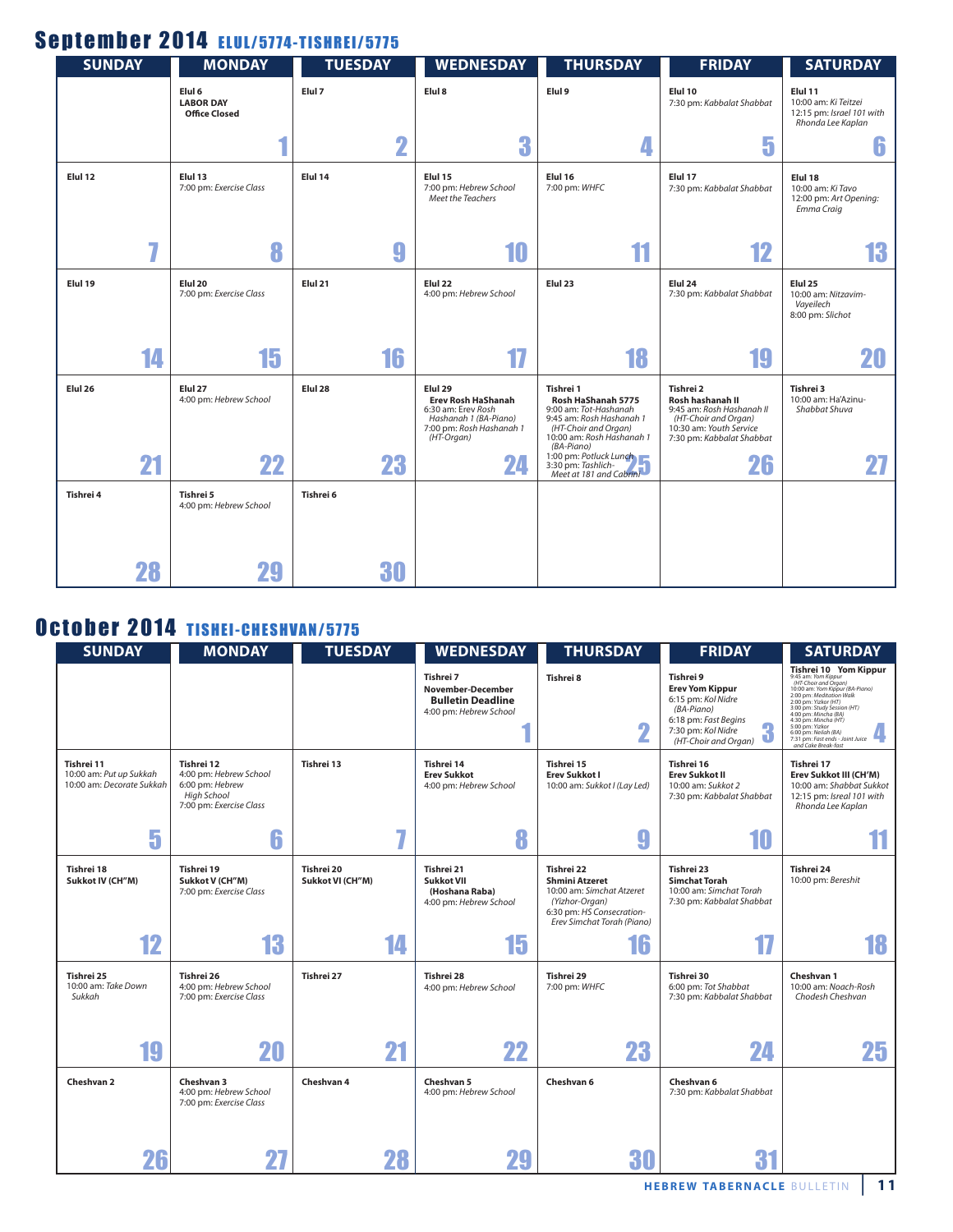## September 2014 ELUL/5774-TISHREI/5775

| SUNDAY | MONDAY | TUESDAY | WEDNESDAY | THURSDAY | FRIDAY | SATURDAY |
|---|---|---|---|---|---|---|
| | **Elul 6** **LABOR DAY** **Office Closed** 1 | **Elul 7** 2 | **Elul 8** 3 | **Elul 9** 4 | **Elul 10** 7:30 pm: *Kabbalat Shabbat* 5 | **Elul 11** 10:00 am: *Ki Teitzei* 12:15 pm: *Israel 101 with Rhonda Lee Kaplan* 6 |
| **Elul 12** 7 | **Elul 13** 7:00 pm: *Exercise Class* 8 | **Elul 14** 9 | **Elul 15** 7:00 pm: *Hebrew School Meet the Teachers* 10 | **Elul 16** 7:00 pm: *WHFC* 11 | **Elul 17** 7:30 pm: *Kabbalat Shabbat* 12 | **Elul 18** 10:00 am: *Ki Tavo* 12:00 pm: *Art Opening: Emma Craig* 13 |
| **Elul 19** 14 | **Elul 20** 7:00 pm: *Exercise Class* 15 | **Elul 21** 16 | **Elul 22** 4:00 pm: *Hebrew School* 17 | **Elul 23** 18 | **Elul 24** 7:30 pm: *Kabbalat Shabbat* 19 | **Elul 25** 10:00 am: *Nitzavim-Vayeilech* 8:00 pm: *Slichot* 20 |
| **Elul 26** 21 | **Elul 27** 4:00 pm: *Hebrew School* 22 | **Elul 28** 23 | **Elul 29** **Erev Rosh HaShanah** 6:30 am: *Erev Rosh Hashanah 1 (BA-Piano)* 7:00 pm: *Rosh Hashanah 1 (HT-Organ)* 24 | **Tishrei 1** **Rosh HaShanah 5775** 9:00 am: *Tot-Hashanah* 9:45 am: *Rosh Hashanah 1 (HT-Choir and Organ)* 10:00 am: *Rosh Hashanah 1 (BA-Piano)* 1:00 pm: *Potluck Lunch* 3:30 pm: *Tashlich-Meet at 181 and Cabrini* 25 | **Tishrei 2** **Rosh hashanah II** 9:45 am: *Rosh Hashanah II (HT-Choir and Organ)* 10:30 am: *Youth Service* 7:30 pm: *Kabbalat Shabbat* 26 | **Tishrei 3** 10:00 am: *Ha'Azinu-Shabbat Shuva* 27 |
| **Tishrei 4** 28 | **Tishrei 5** 4:00 pm: *Hebrew School* 29 | **Tishrei 6** 30 | | | | |

## October 2014 TISHEI-CHESHVAN/5775

| SUNDAY | MONDAY | TUESDAY | WEDNESDAY | THURSDAY | FRIDAY | SATURDAY |
|---|---|---|---|---|---|---|
| | | | **Tishrei 7** **November-December Bulletin Deadline** 4:00 pm: *Hebrew School* 1 | **Tishrei 8** 2 | **Tishrei 9** **Erev Yom Kippur** 6:15 pm: *Kol Nidre (BA-Piano)* 6:18 pm: *Fast Begins* 7:30 pm: *Kol Nidre (HT-Choir and Organ)* 3 | **Tishrei 10 Yom Kippur** 9:45 am: *Yom Kippur (HT-Choir and Organ)* 10:00 am: *Yom Kippur (BA-Piano)* 2:00 pm: *Meditation Walk* 2:00 pm: *Yizkor (HT)* 3:00 pm: *Study Session (HT)* 4:00 pm: *Mincha (BA)* 4:30 pm: *Mincha (HT)* 5:00 pm: *Yizkor* 6:00 pm: *Neilah (BA)* 7:31 pm: *Fast ends - Joint Juice and Cake Break-fast* 4 |
| **Tishrei 11** 10:00 am: *Put up Sukkah* 10:00 am: *Decorate Sukkah* 5 | **Tishrei 12** 4:00 pm: *Hebrew School* 6:00 pm: *Hebrew High School* 7:00 pm: *Exercise Class* 6 | **Tishrei 13** 7 | **Tishrei 14** **Erev Sukkot** 4:00 pm: *Hebrew School* 8 | **Tishrei 15** **Erev Sukkot I** 10:00 am: *Sukkot I (Lay Led)* 9 | **Tishrei 16** **Erev Sukkot II** 10:00 am: *Sukkot 2* 7:30 pm: *Kabbalat Shabbat* 10 | **Tishrei 17** **Erev Sukkot III (CH"M)** 10:00 am: *Shabbat Sukkot* 12:15 pm: *Isreal 101 with Rhonda Lee Kaplan* 11 |
| **Tishrei 18** **Sukkot IV (CH"M)** 12 | **Tishrei 19** **Sukkot V (CH"M)** 7:00 pm: *Exercise Class* 13 | **Tishrei 20** **Sukkot VI (CH"M)** 14 | **Tishrei 21** **Sukkot VII (Hoshana Raba)** 4:00 pm: *Hebrew School* 15 | **Tishrei 22** **Shmini Atzeret** 10:00 am: *Simchat Atzeret (Yizhor-Organ)* 6:30 pm: *HS Consecration-Erev Simchat Torah (Piano)* 16 | **Tishrei 23** **Simchat Torah** 10:00 am: *Simchat Torah* 7:30 pm: *Kabbalat Shabbat* 17 | **Tishrei 24** 10:00 pm: *Bereshit* 18 |
| **Tishrei 25** 10:00 am: *Take Down Sukkah* 19 | **Tishrei 26** 4:00 pm: *Hebrew School* 7:00 pm: *Exercise Class* 20 | **Tishrei 27** 21 | **Tishrei 28** 4:00 pm: *Hebrew School* 22 | **Tishrei 29** 7:00 pm: *WHFC* 23 | **Tishrei 30** 6:00 pm: *Tot Shabbat* 7:30 pm: *Kabbalat Shabbat* 24 | **Cheshvan 1** 10:00 am: *Noach-Rosh Chodesh Cheshvan* 25 |
| **Cheshvan 2** 26 | **Cheshvan 3** 4:00 pm: *Hebrew School* 7:00 pm: *Exercise Class* 27 | **Cheshvan 4** 28 | **Cheshvan 5** 4:00 pm: *Hebrew School* 29 | **Cheshvan 6** 30 | **Cheshvan 6** 7:30 pm: *Kabbalat Shabbat* 31 | |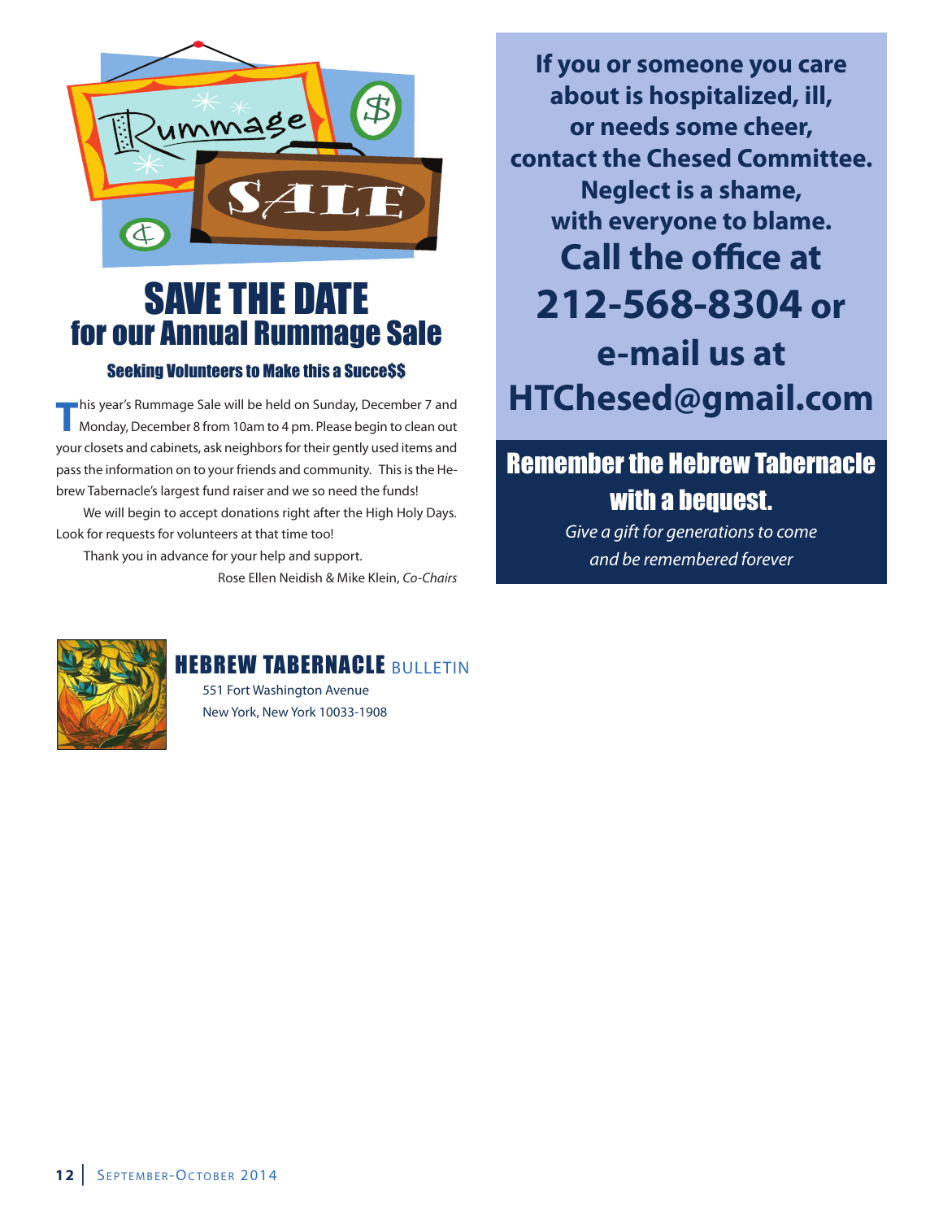# SAVE THE DATE
## for our Annual Rummage Sale

### Seeking Volunteers to Make this a Succe$$

This year's Rummage Sale will be held on Sunday, December 7 and Monday, December 8 from 10am to 4 pm. Please begin to clean out your closets and cabinets, ask neighbors for their gently used items and pass the information on to your friends and community. This is the Hebrew Tabernacle's largest fund raiser and we so need the funds!

We will begin to accept donations right after the High Holy Days. Look for requests for volunteers at that time too!

Thank you in advance for your help and support.

Rose Ellen Neidish & Mike Klein, *Co-Chairs*

**If you or someone you care about is hospitalized, ill, or needs some cheer, contact the Chesed Committee. Neglect is a shame, with everyone to blame.**

**Call the office at 212-568-8304 or e-mail us at HTChesed@gmail.com**

## Remember the Hebrew Tabernacle with a bequest.

*Give a gift for generations to come and be remembered forever*

**HEBREW TABERNACLE** BULLETIN
551 Fort Washington Avenue
New York, New York 10033-1908